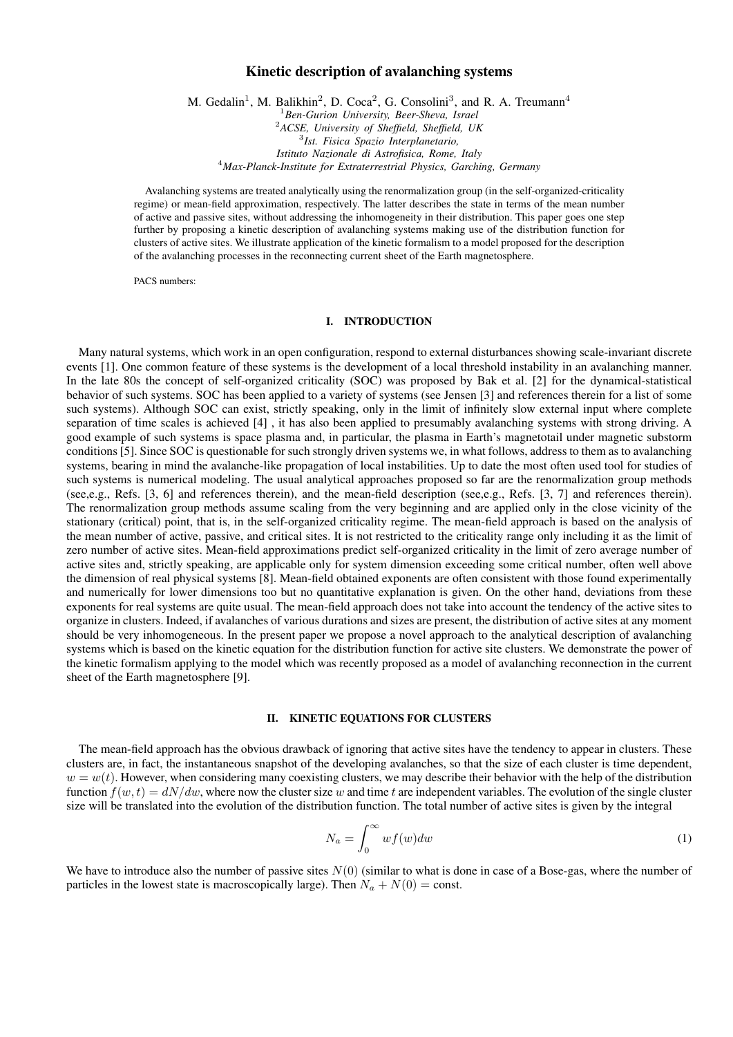# Kinetic description of avalanching systems

M. Gedalin[1], M. Balikhin[2], D. Coca[2], G. Consolini[3], and R. A. Treumann[4]

[1]*Ben-Gurion University, Beer-Sheva, Israel*
[2]*ACSE, University of Sheffield, Sheffield, UK*
[3]*Ist. Fisica Spazio Interplanetario, Istituto Nazionale di Astrofisica, Rome, Italy*
[4]*Max-Planck-Institute for Extraterrestrial Physics, Garching, Germany*

Avalanching systems are treated analytically using the renormalization group (in the self-organized-criticality regime) or mean-field approximation, respectively. The latter describes the state in terms of the mean number of active and passive sites, without addressing the inhomogeneity in their distribution. This paper goes one step further by proposing a kinetic description of avalanching systems making use of the distribution function for clusters of active sites. We illustrate application of the kinetic formalism to a model proposed for the description of the avalanching processes in the reconnecting current sheet of the Earth magnetosphere.

PACS numbers:

## I. INTRODUCTION

Many natural systems, which work in an open configuration, respond to external disturbances showing scale-invariant discrete events [1]. One common feature of these systems is the development of a local threshold instability in an avalanching manner. In the late 80s the concept of self-organized criticality (SOC) was proposed by Bak et al. [2] for the dynamical-statistical behavior of such systems. SOC has been applied to a variety of systems (see Jensen [3] and references therein for a list of some such systems). Although SOC can exist, strictly speaking, only in the limit of infinitely slow external input where complete separation of time scales is achieved [4] , it has also been applied to presumably avalanching systems with strong driving. A good example of such systems is space plasma and, in particular, the plasma in Earth's magnetotail under magnetic substorm conditions [5]. Since SOC is questionable for such strongly driven systems we, in what follows, address to them as to avalanching systems, bearing in mind the avalanche-like propagation of local instabilities. Up to date the most often used tool for studies of such systems is numerical modeling. The usual analytical approaches proposed so far are the renormalization group methods (see,e.g., Refs. [3, 6] and references therein), and the mean-field description (see,e.g., Refs. [3, 7] and references therein). The renormalization group methods assume scaling from the very beginning and are applied only in the close vicinity of the stationary (critical) point, that is, in the self-organized criticality regime. The mean-field approach is based on the analysis of the mean number of active, passive, and critical sites. It is not restricted to the criticality range only including it as the limit of zero number of active sites. Mean-field approximations predict self-organized criticality in the limit of zero average number of active sites and, strictly speaking, are applicable only for system dimension exceeding some critical number, often well above the dimension of real physical systems [8]. Mean-field obtained exponents are often consistent with those found experimentally and numerically for lower dimensions too but no quantitative explanation is given. On the other hand, deviations from these exponents for real systems are quite usual. The mean-field approach does not take into account the tendency of the active sites to organize in clusters. Indeed, if avalanches of various durations and sizes are present, the distribution of active sites at any moment should be very inhomogeneous. In the present paper we propose a novel approach to the analytical description of avalanching systems which is based on the kinetic equation for the distribution function for active site clusters. We demonstrate the power of the kinetic formalism applying to the model which was recently proposed as a model of avalanching reconnection in the current sheet of the Earth magnetosphere [9].

## II. KINETIC EQUATIONS FOR CLUSTERS

The mean-field approach has the obvious drawback of ignoring that active sites have the tendency to appear in clusters. These clusters are, in fact, the instantaneous snapshot of the developing avalanches, so that the size of each cluster is time dependent, $w = w(t)$. However, when considering many coexisting clusters, we may describe their behavior with the help of the distribution function $f(w, t) = dN/dw$, where now the cluster size $w$ and time $t$ are independent variables. The evolution of the single cluster size will be translated into the evolution of the distribution function. The total number of active sites is given by the integral

$$N_a = \int_0^\infty w f(w) dw \tag{1}$$

We have to introduce also the number of passive sites $N(0)$ (similar to what is done in case of a Bose-gas, where the number of particles in the lowest state is macroscopically large). Then $N_a + N(0) = \text{const}$.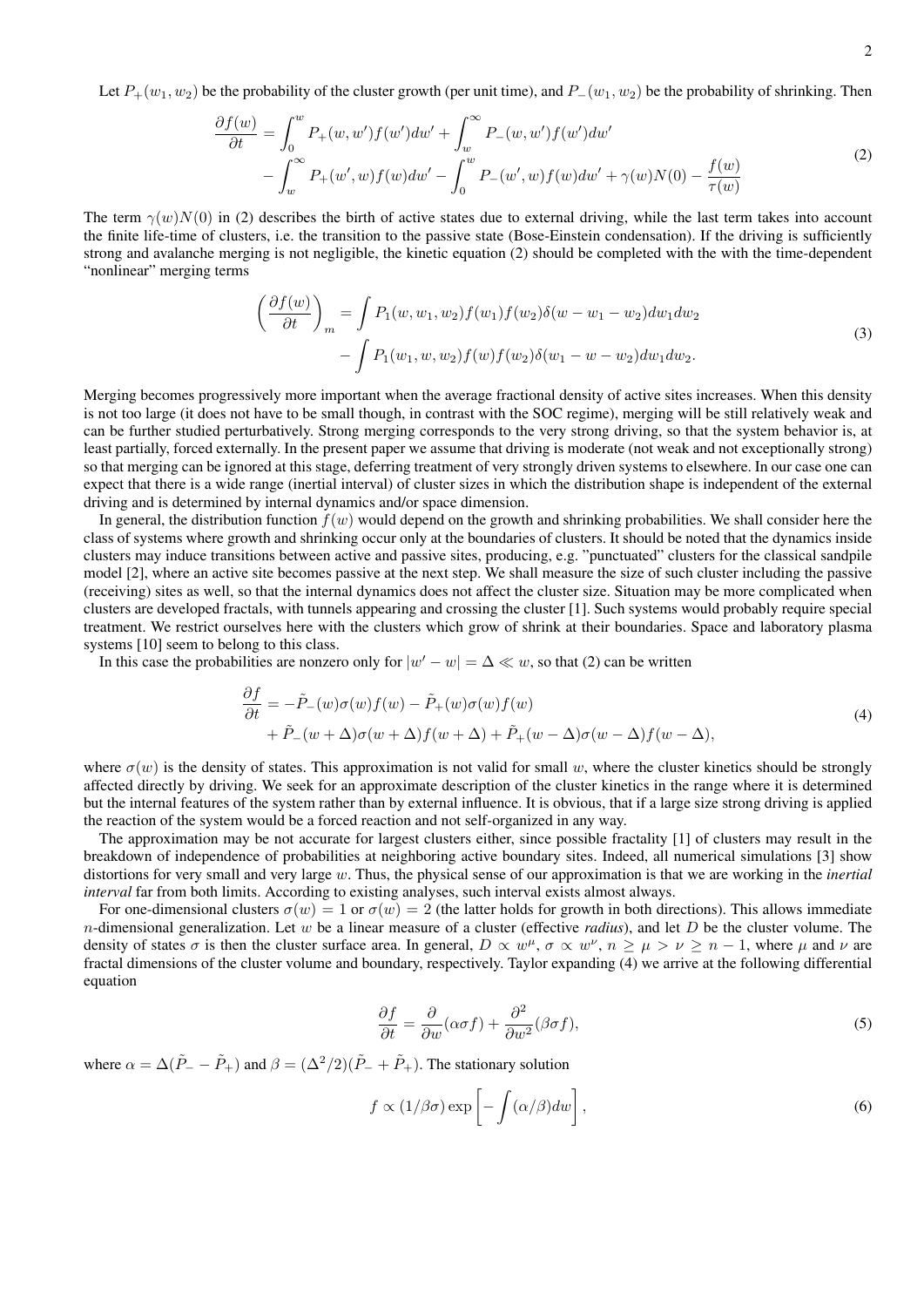Let $P_+(w_1, w_2)$ be the probability of the cluster growth (per unit time), and $P_-(w_1, w_2)$ be the probability of shrinking. Then

$$
\begin{aligned}
\frac{\partial f(w)}{\partial t} &= \int_0^w P_+(w, w')f(w')dw' + \int_w^\infty P_-(w, w')f(w')dw' \\
&- \int_w^\infty P_+(w', w)f(w)dw' - \int_0^w P_-(w', w)f(w)dw' + \gamma(w)N(0) - \frac{f(w)}{\tau(w)}
\end{aligned}
\tag{2}
$$

The term $\gamma(w)N(0)$ in (2) describes the birth of active states due to external driving, while the last term takes into account the finite life-time of clusters, i.e. the transition to the passive state (Bose-Einstein condensation). If the driving is sufficiently strong and avalanche merging is not negligible, the kinetic equation (2) should be completed with the with the time-dependent "nonlinear" merging terms

$$
\begin{aligned}
\left(\frac{\partial f(w)}{\partial t}\right)_m &= \int P_1(w, w_1, w_2)f(w_1)f(w_2)\delta(w - w_1 - w_2)dw_1dw_2 \\
&- \int P_1(w_1, w, w_2)f(w)f(w_2)\delta(w_1 - w - w_2)dw_1dw_2.
\end{aligned}
\tag{3}
$$

Merging becomes progressively more important when the average fractional density of active sites increases. When this density is not too large (it does not have to be small though, in contrast with the SOC regime), merging will be still relatively weak and can be further studied perturbatively. Strong merging corresponds to the very strong driving, so that the system behavior is, at least partially, forced externally. In the present paper we assume that driving is moderate (not weak and not exceptionally strong) so that merging can be ignored at this stage, deferring treatment of very strongly driven systems to elsewhere. In our case one can expect that there is a wide range (inertial interval) of cluster sizes in which the distribution shape is independent of the external driving and is determined by internal dynamics and/or space dimension.

In general, the distribution function $f(w)$ would depend on the growth and shrinking probabilities. We shall consider here the class of systems where growth and shrinking occur only at the boundaries of clusters. It should be noted that the dynamics inside clusters may induce transitions between active and passive sites, producing, e.g. "punctuated" clusters for the classical sandpile model [2], where an active site becomes passive at the next step. We shall measure the size of such cluster including the passive (receiving) sites as well, so that the internal dynamics does not affect the cluster size. Situation may be more complicated when clusters are developed fractals, with tunnels appearing and crossing the cluster [1]. Such systems would probably require special treatment. We restrict ourselves here with the clusters which grow of shrink at their boundaries. Space and laboratory plasma systems [10] seem to belong to this class.

In this case the probabilities are nonzero only for $|w' - w| = \Delta \ll w$, so that (2) can be written

$$
\begin{aligned}
\frac{\partial f}{\partial t} &= -\tilde{P}_-(w)\sigma(w)f(w) - \tilde{P}_+(w)\sigma(w)f(w) \\
&+ \tilde{P}_-(w + \Delta)\sigma(w + \Delta)f(w + \Delta) + \tilde{P}_+(w - \Delta)\sigma(w - \Delta)f(w - \Delta),
\end{aligned}
\tag{4}
$$

where $\sigma(w)$ is the density of states. This approximation is not valid for small $w$, where the cluster kinetics should be strongly affected directly by driving. We seek for an approximate description of the cluster kinetics in the range where it is determined but the internal features of the system rather than by external influence. It is obvious, that if a large size strong driving is applied the reaction of the system would be a forced reaction and not self-organized in any way.

The approximation may be not accurate for largest clusters either, since possible fractality [1] of clusters may result in the breakdown of independence of probabilities at neighboring active boundary sites. Indeed, all numerical simulations [3] show distortions for very small and very large $w$. Thus, the physical sense of our approximation is that we are working in the *inertial interval* far from both limits. According to existing analyses, such interval exists almost always.

For one-dimensional clusters $\sigma(w) = 1$ or $\sigma(w) = 2$ (the latter holds for growth in both directions). This allows immediate $n$-dimensional generalization. Let $w$ be a linear measure of a cluster (effective *radius*), and let $D$ be the cluster volume. The density of states $\sigma$ is then the cluster surface area. In general, $D \propto w^\mu$, $\sigma \propto w^\nu$, $n \geq \mu > \nu \geq n - 1$, where $\mu$ and $\nu$ are fractal dimensions of the cluster volume and boundary, respectively. Taylor expanding (4) we arrive at the following differential equation

$$
\frac{\partial f}{\partial t} = \frac{\partial}{\partial w}(\alpha\sigma f) + \frac{\partial^2}{\partial w^2}(\beta\sigma f),
\tag{5}
$$

where $\alpha = \Delta(\tilde{P}_- - \tilde{P}_+)$ and $\beta = (\Delta^2/2)(\tilde{P}_- + \tilde{P}_+)$. The stationary solution

$$
f \propto (1/\beta\sigma)\exp\left[-\int(\alpha/\beta)dw\right],
\tag{6}
$$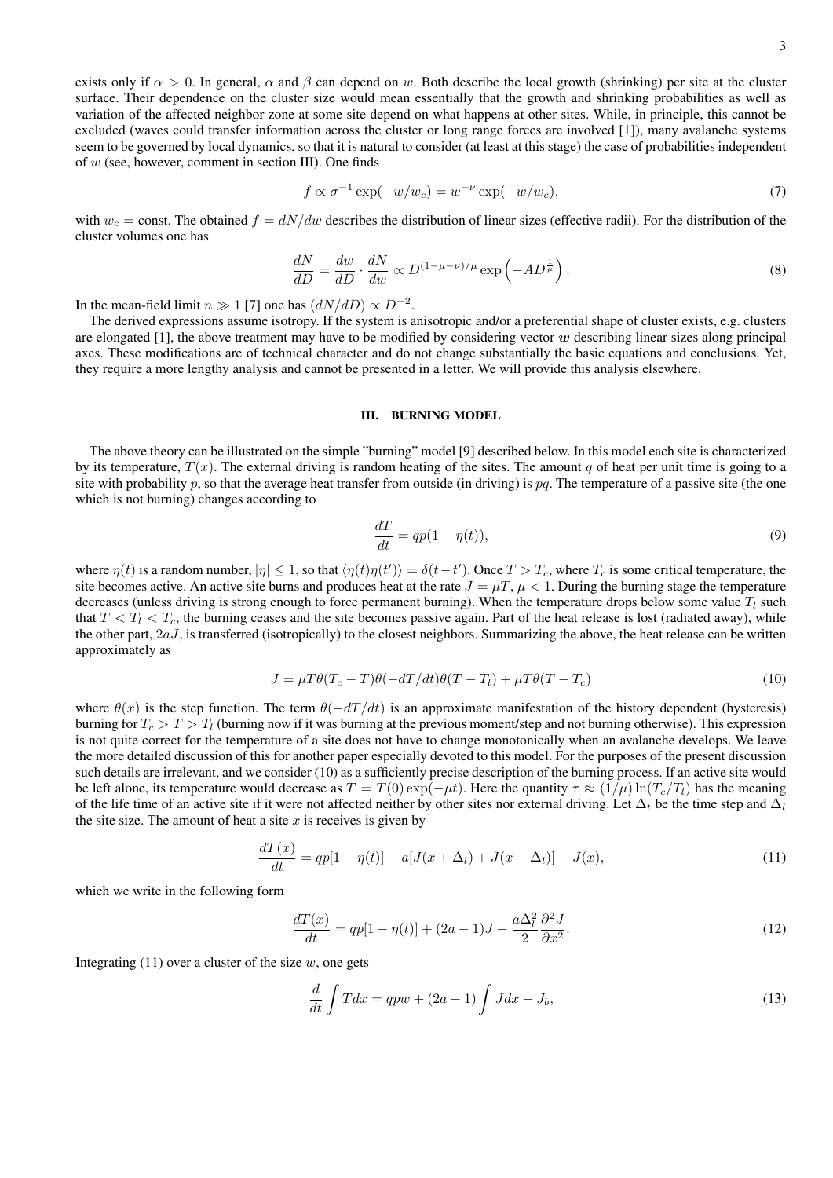exists only if $\alpha > 0$. In general, $\alpha$ and $\beta$ can depend on $w$. Both describe the local growth (shrinking) per site at the cluster surface. Their dependence on the cluster size would mean essentially that the growth and shrinking probabilities as well as variation of the affected neighbor zone at some site depend on what happens at other sites. While, in principle, this cannot be excluded (waves could transfer information across the cluster or long range forces are involved [1]), many avalanche systems seem to be governed by local dynamics, so that it is natural to consider (at least at this stage) the case of probabilities independent of $w$ (see, however, comment in section III). One finds

$$f \propto \sigma^{-1} \exp(-w/w_c) = w^{-\nu} \exp(-w/w_c), \tag{7}$$

with $w_c = \text{const}$. The obtained $f = dN/dw$ describes the distribution of linear sizes (effective radii). For the distribution of the cluster volumes one has

$$\frac{dN}{dD} = \frac{dw}{dD} \cdot \frac{dN}{dw} \propto D^{(1-\mu-\nu)/\mu} \exp\left(-AD^{\frac{1}{\mu}}\right). \tag{8}$$

In the mean-field limit $n \gg 1$ [7] one has $(dN/dD) \propto D^{-2}$.

The derived expressions assume isotropy. If the system is anisotropic and/or a preferential shape of cluster exists, e.g. clusters are elongated [1], the above treatment may have to be modified by considering vector $\boldsymbol{w}$ describing linear sizes along principal axes. These modifications are of technical character and do not change substantially the basic equations and conclusions. Yet, they require a more lengthy analysis and cannot be presented in a letter. We will provide this analysis elsewhere.

## III. BURNING MODEL

The above theory can be illustrated on the simple "burning" model [9] described below. In this model each site is characterized by its temperature, $T(x)$. The external driving is random heating of the sites. The amount $q$ of heat per unit time is going to a site with probability $p$, so that the average heat transfer from outside (in driving) is $pq$. The temperature of a passive site (the one which is not burning) changes according to

$$\frac{dT}{dt} = qp(1 - \eta(t)), \tag{9}$$

where $\eta(t)$ is a random number, $|\eta| \leq 1$, so that $\langle \eta(t)\eta(t')\rangle = \delta(t-t')$. Once $T > T_c$, where $T_c$ is some critical temperature, the site becomes active. An active site burns and produces heat at the rate $J = \mu T$, $\mu < 1$. During the burning stage the temperature decreases (unless driving is strong enough to force permanent burning). When the temperature drops below some value $T_l$ such that $T < T_l < T_c$, the burning ceases and the site becomes passive again. Part of the heat release is lost (radiated away), while the other part, $2aJ$, is transferred (isotropically) to the closest neighbors. Summarizing the above, the heat release can be written approximately as

$$J = \mu T \theta(T_c - T)\theta(-dT/dt)\theta(T - T_l) + \mu T \theta(T - T_c) \tag{10}$$

where $\theta(x)$ is the step function. The term $\theta(-dT/dt)$ is an approximate manifestation of the history dependent (hysteresis) burning for $T_c > T > T_l$ (burning now if it was burning at the previous moment/step and not burning otherwise). This expression is not quite correct for the temperature of a site does not have to change monotonically when an avalanche develops. We leave the more detailed discussion of this for another paper especially devoted to this model. For the purposes of the present discussion such details are irrelevant, and we consider (10) as a sufficiently precise description of the burning process. If an active site would be left alone, its temperature would decrease as $T = T(0)\exp(-\mu t)$. Here the quantity $\tau \approx (1/\mu)\ln(T_c/T_l)$ has the meaning of the life time of an active site if it were not affected neither by other sites nor external driving. Let $\Delta_t$ be the time step and $\Delta_l$ the site size. The amount of heat a site $x$ is receives is given by

$$\frac{dT(x)}{dt} = qp[1 - \eta(t)] + a[J(x + \Delta_l) + J(x - \Delta_l)] - J(x), \tag{11}$$

which we write in the following form

$$\frac{dT(x)}{dt} = qp[1 - \eta(t)] + (2a - 1)J + \frac{a\Delta_l^2}{2}\frac{\partial^2 J}{\partial x^2}. \tag{12}$$

Integrating (11) over a cluster of the size $w$, one gets

$$\frac{d}{dt}\int T dx = qpw + (2a - 1)\int J dx - J_b, \tag{13}$$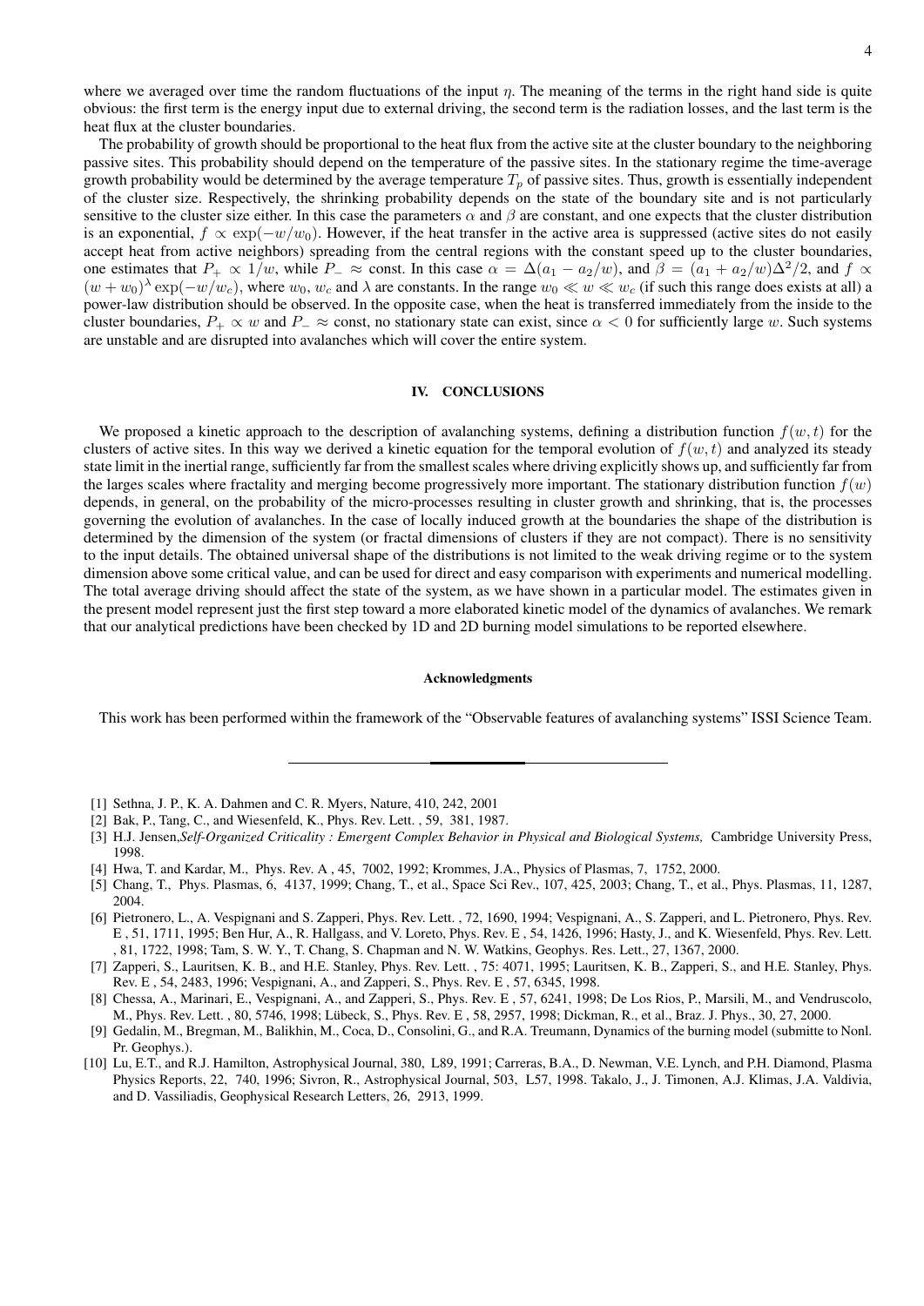where we averaged over time the random fluctuations of the input $\eta$. The meaning of the terms in the right hand side is quite obvious: the first term is the energy input due to external driving, the second term is the radiation losses, and the last term is the heat flux at the cluster boundaries.

The probability of growth should be proportional to the heat flux from the active site at the cluster boundary to the neighboring passive sites. This probability should depend on the temperature of the passive sites. In the stationary regime the time-average growth probability would be determined by the average temperature $T_p$ of passive sites. Thus, growth is essentially independent of the cluster size. Respectively, the shrinking probability depends on the state of the boundary site and is not particularly sensitive to the cluster size either. In this case the parameters $\alpha$ and $\beta$ are constant, and one expects that the cluster distribution is an exponential, $f \propto \exp(-w/w_0)$. However, if the heat transfer in the active area is suppressed (active sites do not easily accept heat from active neighbors) spreading from the central regions with the constant speed up to the cluster boundaries, one estimates that $P_+ \propto 1/w$, while $P_- \approx$ const. In this case $\alpha = \Delta(a_1 - a_2/w)$, and $\beta = (a_1 + a_2/w)\Delta^2/2$, and $f \propto (w + w_0)^\lambda \exp(-w/w_c)$, where $w_0$, $w_c$ and $\lambda$ are constants. In the range $w_0 \ll w \ll w_c$ (if such this range does exists at all) a power-law distribution should be observed. In the opposite case, when the heat is transferred immediately from the inside to the cluster boundaries, $P_+ \propto w$ and $P_- \approx$ const, no stationary state can exist, since $\alpha < 0$ for sufficiently large $w$. Such systems are unstable and are disrupted into avalanches which will cover the entire system.

## IV. CONCLUSIONS

We proposed a kinetic approach to the description of avalanching systems, defining a distribution function $f(w, t)$ for the clusters of active sites. In this way we derived a kinetic equation for the temporal evolution of $f(w, t)$ and analyzed its steady state limit in the inertial range, sufficiently far from the smallest scales where driving explicitly shows up, and sufficiently far from the larges scales where fractality and merging become progressively more important. The stationary distribution function $f(w)$ depends, in general, on the probability of the micro-processes resulting in cluster growth and shrinking, that is, the processes governing the evolution of avalanches. In the case of locally induced growth at the boundaries the shape of the distribution is determined by the dimension of the system (or fractal dimensions of clusters if they are not compact). There is no sensitivity to the input details. The obtained universal shape of the distributions is not limited to the weak driving regime or to the system dimension above some critical value, and can be used for direct and easy comparison with experiments and numerical modelling. The total average driving should affect the state of the system, as we have shown in a particular model. The estimates given in the present model represent just the first step toward a more elaborated kinetic model of the dynamics of avalanches. We remark that our analytical predictions have been checked by 1D and 2D burning model simulations to be reported elsewhere.

### Acknowledgments

This work has been performed within the framework of the "Observable features of avalanching systems" ISSI Science Team.

---

[1] Sethna, J. P., K. A. Dahmen and C. R. Myers, Nature, 410, 242, 2001

[2] Bak, P., Tang, C., and Wiesenfeld, K., Phys. Rev. Lett. , 59, 381, 1987.

[3] H.J. Jensen,*Self-Organized Criticality : Emergent Complex Behavior in Physical and Biological Systems,* Cambridge University Press, 1998.

[4] Hwa, T. and Kardar, M., Phys. Rev. A , 45, 7002, 1992; Krommes, J.A., Physics of Plasmas, 7, 1752, 2000.

[5] Chang, T., Phys. Plasmas, 6, 4137, 1999; Chang, T., et al., Space Sci Rev., 107, 425, 2003; Chang, T., et al., Phys. Plasmas, 11, 1287, 2004.

[6] Pietronero, L., A. Vespignani and S. Zapperi, Phys. Rev. Lett. , 72, 1690, 1994; Vespignani, A., S. Zapperi, and L. Pietronero, Phys. Rev. E , 51, 1711, 1995; Ben Hur, A., R. Hallgass, and V. Loreto, Phys. Rev. E , 54, 1426, 1996; Hasty, J., and K. Wiesenfeld, Phys. Rev. Lett. , 81, 1722, 1998; Tam, S. W. Y., T. Chang, S. Chapman and N. W. Watkins, Geophys. Res. Lett., 27, 1367, 2000.

[7] Zapperi, S., Lauritsen, K. B., and H.E. Stanley, Phys. Rev. Lett. , 75: 4071, 1995; Lauritsen, K. B., Zapperi, S., and H.E. Stanley, Phys. Rev. E , 54, 2483, 1996; Vespignani, A., and Zapperi, S., Phys. Rev. E , 57, 6345, 1998.

[8] Chessa, A., Marinari, E., Vespignani, A., and Zapperi, S., Phys. Rev. E , 57, 6241, 1998; De Los Rios, P., Marsili, M., and Vendruscolo, M., Phys. Rev. Lett. , 80, 5746, 1998; Lübeck, S., Phys. Rev. E , 58, 2957, 1998; Dickman, R., et al., Braz. J. Phys., 30, 27, 2000.

[9] Gedalin, M., Bregman, M., Balikhin, M., Coca, D., Consolini, G., and R.A. Treumann, Dynamics of the burning model (submitte to Nonl. Pr. Geophys.).

[10] Lu, E.T., and R.J. Hamilton, Astrophysical Journal, 380, L89, 1991; Carreras, B.A., D. Newman, V.E. Lynch, and P.H. Diamond, Plasma Physics Reports, 22, 740, 1996; Sivron, R., Astrophysical Journal, 503, L57, 1998. Takalo, J., J. Timonen, A.J. Klimas, J.A. Valdivia, and D. Vassiliadis, Geophysical Research Letters, 26, 2913, 1999.